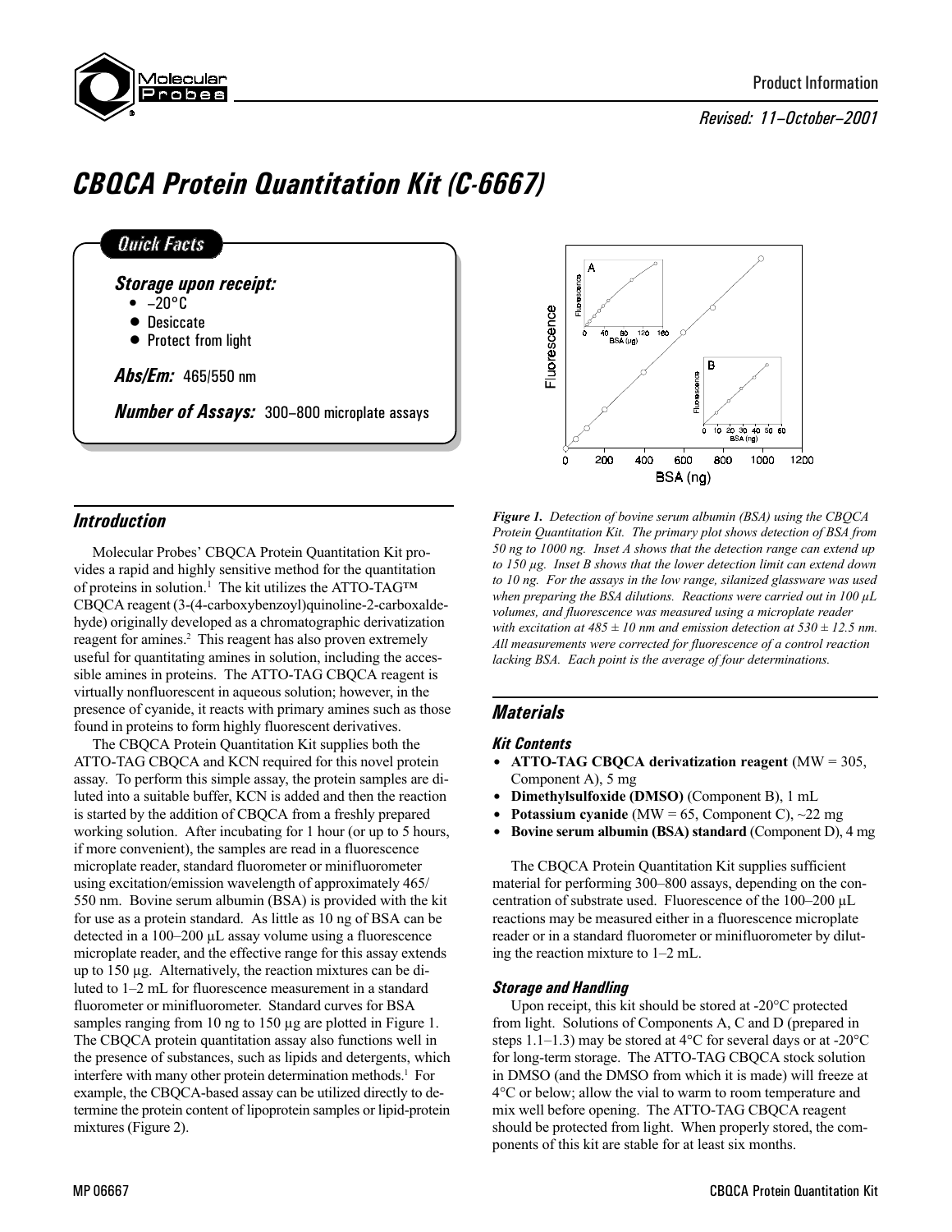Product Information

*Revised: 11–October–2001*

# CBQCA Protein Quantitation Kit (C-6667)

## Quick Facts

**Storage upon receipt:**
- −20°C
- Desiccate
- Protect from light

**Abs/Em:** 465/550 nm

**Number of Assays:** 300–800 microplate assays

*Figure 1. Detection of bovine serum albumin (BSA) using the CBQCA Protein Quantitation Kit. The primary plot shows detection of BSA from 50 ng to 1000 ng. Inset A shows that the detection range can extend up to 150 µg. Inset B shows that the lower detection limit can extend down to 10 ng. For the assays in the low range, silanized glassware was used when preparing the BSA dilutions. Reactions were carried out in 100 µL volumes, and fluorescence was measured using a microplate reader with excitation at 485 ± 10 nm and emission detection at 530 ± 12.5 nm. All measurements were corrected for fluorescence of a control reaction lacking BSA. Each point is the average of four determinations.*

## Introduction

Molecular Probes' CBQCA Protein Quantitation Kit provides a rapid and highly sensitive method for the quantitation of proteins in solution.[1] The kit utilizes the ATTO-TAG™ CBQCA reagent (3-(4-carboxybenzoyl)quinoline-2-carboxaldehyde) originally developed as a chromatographic derivatization reagent for amines.[2] This reagent has also proven extremely useful for quantitating amines in solution, including the accessible amines in proteins. The ATTO-TAG CBQCA reagent is virtually nonfluorescent in aqueous solution; however, in the presence of cyanide, it reacts with primary amines such as those found in proteins to form highly fluorescent derivatives.

The CBQCA Protein Quantitation Kit supplies both the ATTO-TAG CBQCA and KCN required for this novel protein assay. To perform this simple assay, the protein samples are diluted into a suitable buffer, KCN is added and then the reaction is started by the addition of CBQCA from a freshly prepared working solution. After incubating for 1 hour (or up to 5 hours, if more convenient), the samples are read in a fluorescence microplate reader, standard fluorometer or minifluorometer using excitation/emission wavelength of approximately 465/550 nm. Bovine serum albumin (BSA) is provided with the kit for use as a protein standard. As little as 10 ng of BSA can be detected in a 100–200 µL assay volume using a fluorescence microplate reader, and the effective range for this assay extends up to 150 µg. Alternatively, the reaction mixtures can be diluted to 1–2 mL for fluorescence measurement in a standard fluorometer or minifluorometer. Standard curves for BSA samples ranging from 10 ng to 150 µg are plotted in Figure 1. The CBQCA protein quantitation assay also functions well in the presence of substances, such as lipids and detergents, which interfere with many other protein determination methods.[1] For example, the CBQCA-based assay can be utilized directly to determine the protein content of lipoprotein samples or lipid-protein mixtures (Figure 2).

## Materials

### Kit Contents

- **ATTO-TAG CBQCA derivatization reagent** (MW = 305, Component A), 5 mg
- **Dimethylsulfoxide (DMSO)** (Component B), 1 mL
- **Potassium cyanide** (MW = 65, Component C), ~22 mg
- **Bovine serum albumin (BSA) standard** (Component D), 4 mg

The CBQCA Protein Quantitation Kit supplies sufficient material for performing 300–800 assays, depending on the concentration of substrate used. Fluorescence of the 100–200 µL reactions may be measured either in a fluorescence microplate reader or in a standard fluorometer or minifluorometer by diluting the reaction mixture to 1–2 mL.

### Storage and Handling

Upon receipt, this kit should be stored at -20°C protected from light. Solutions of Components A, C and D (prepared in steps 1.1–1.3) may be stored at 4°C for several days or at -20°C for long-term storage. The ATTO-TAG CBQCA stock solution in DMSO (and the DMSO from which it is made) will freeze at 4°C or below; allow the vial to warm to room temperature and mix well before opening. The ATTO-TAG CBQCA reagent should be protected from light. When properly stored, the components of this kit are stable for at least six months.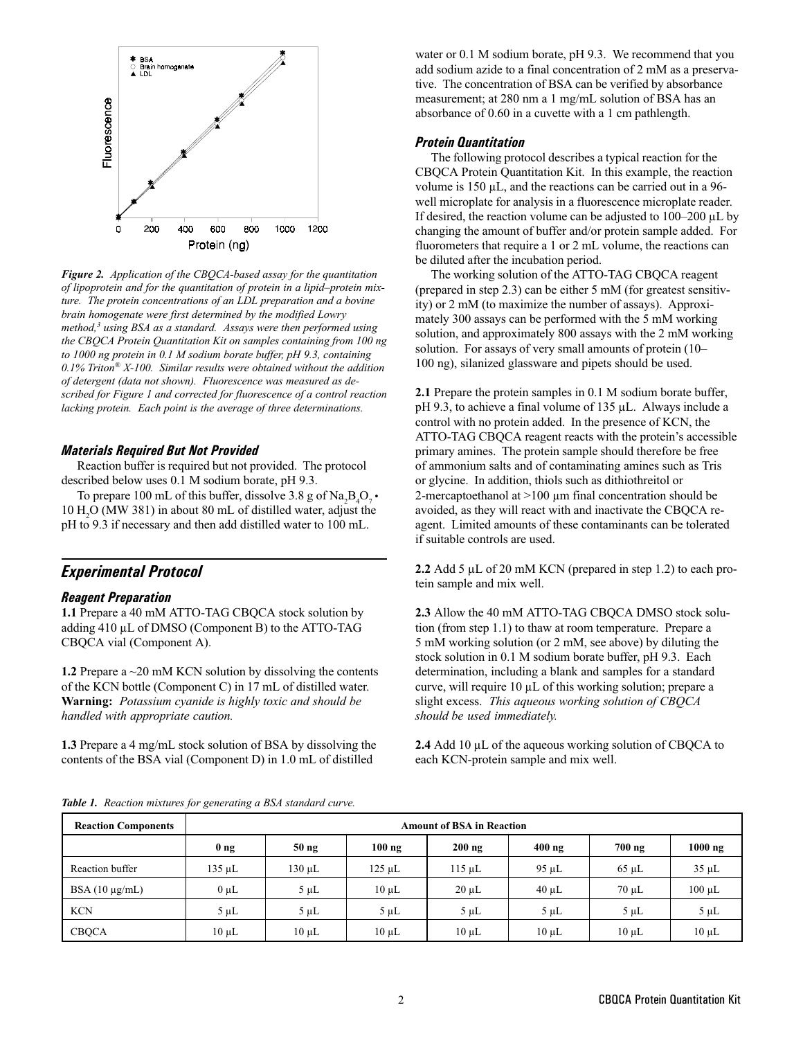*Figure 2. Application of the CBQCA-based assay for the quantitation of lipoprotein and for the quantitation of protein in a lipid–protein mixture. The protein concentrations of an LDL preparation and a bovine brain homogenate were first determined by the modified Lowry method,[3] using BSA as a standard. Assays were then performed using the CBQCA Protein Quantitation Kit on samples containing from 100 ng to 1000 ng protein in 0.1 M sodium borate buffer, pH 9.3, containing 0.1% Triton® X-100. Similar results were obtained without the addition of detergent (data not shown). Fluorescence was measured as described for Figure 1 and corrected for fluorescence of a control reaction lacking protein. Each point is the average of three determinations.*

### Materials Required But Not Provided

Reaction buffer is required but not provided. The protocol described below uses 0.1 M sodium borate, pH 9.3.

To prepare 100 mL of this buffer, dissolve 3.8 g of $Na_2B_4O_7 \cdot 10\ H_2O$ (MW 381) in about 80 mL of distilled water, adjust the pH to 9.3 if necessary and then add distilled water to 100 mL.

## Experimental Protocol

### Reagent Preparation

**1.1** Prepare a 40 mM ATTO-TAG CBQCA stock solution by adding 410 µL of DMSO (Component B) to the ATTO-TAG CBQCA vial (Component A).

**1.2** Prepare a ~20 mM KCN solution by dissolving the contents of the KCN bottle (Component C) in 17 mL of distilled water. **Warning:** *Potassium cyanide is highly toxic and should be handled with appropriate caution.*

**1.3** Prepare a 4 mg/mL stock solution of BSA by dissolving the contents of the BSA vial (Component D) in 1.0 mL of distilled water or 0.1 M sodium borate, pH 9.3. We recommend that you add sodium azide to a final concentration of 2 mM as a preservative. The concentration of BSA can be verified by absorbance measurement; at 280 nm a 1 mg/mL solution of BSA has an absorbance of 0.60 in a cuvette with a 1 cm pathlength.

### Protein Quantitation

The following protocol describes a typical reaction for the CBQCA Protein Quantitation Kit. In this example, the reaction volume is 150 µL, and the reactions can be carried out in a 96-well microplate for analysis in a fluorescence microplate reader. If desired, the reaction volume can be adjusted to 100–200 µL by changing the amount of buffer and/or protein sample added. For fluorometers that require a 1 or 2 mL volume, the reactions can be diluted after the incubation period.

The working solution of the ATTO-TAG CBQCA reagent (prepared in step 2.3) can be either 5 mM (for greatest sensitivity) or 2 mM (to maximize the number of assays). Approximately 300 assays can be performed with the 5 mM working solution, and approximately 800 assays with the 2 mM working solution. For assays of very small amounts of protein (10–100 ng), silanized glassware and pipets should be used.

**2.1** Prepare the protein samples in 0.1 M sodium borate buffer, pH 9.3, to achieve a final volume of 135 µL. Always include a control with no protein added. In the presence of KCN, the ATTO-TAG CBQCA reagent reacts with the protein's accessible primary amines. The protein sample should therefore be free of ammonium salts and of contaminating amines such as Tris or glycine. In addition, thiols such as dithiothreitol or 2-mercaptoethanol at >100 µm final concentration should be avoided, as they will react with and inactivate the CBQCA reagent. Limited amounts of these contaminants can be tolerated if suitable controls are used.

**2.2** Add 5 µL of 20 mM KCN (prepared in step 1.2) to each protein sample and mix well.

**2.3** Allow the 40 mM ATTO-TAG CBQCA DMSO stock solution (from step 1.1) to thaw at room temperature. Prepare a 5 mM working solution (or 2 mM, see above) by diluting the stock solution in 0.1 M sodium borate buffer, pH 9.3. Each determination, including a blank and samples for a standard curve, will require 10 µL of this working solution; prepare a slight excess. *This aqueous working solution of CBQCA should be used immediately.*

**2.4** Add 10 µL of the aqueous working solution of CBQCA to each KCN-protein sample and mix well.

*Table 1. Reaction mixtures for generating a BSA standard curve.*

| Reaction Components | Amount of BSA in Reaction | | | | | | |
|---|---|---|---|---|---|---|---|
| | 0 ng | 50 ng | 100 ng | 200 ng | 400 ng | 700 ng | 1000 ng |
| Reaction buffer | 135 µL | 130 µL | 125 µL | 115 µL | 95 µL | 65 µL | 35 µL |
| BSA (10 µg/mL) | 0 µL | 5 µL | 10 µL | 20 µL | 40 µL | 70 µL | 100 µL |
| KCN | 5 µL | 5 µL | 5 µL | 5 µL | 5 µL | 5 µL | 5 µL |
| CBQCA | 10 µL | 10 µL | 10 µL | 10 µL | 10 µL | 10 µL | 10 µL |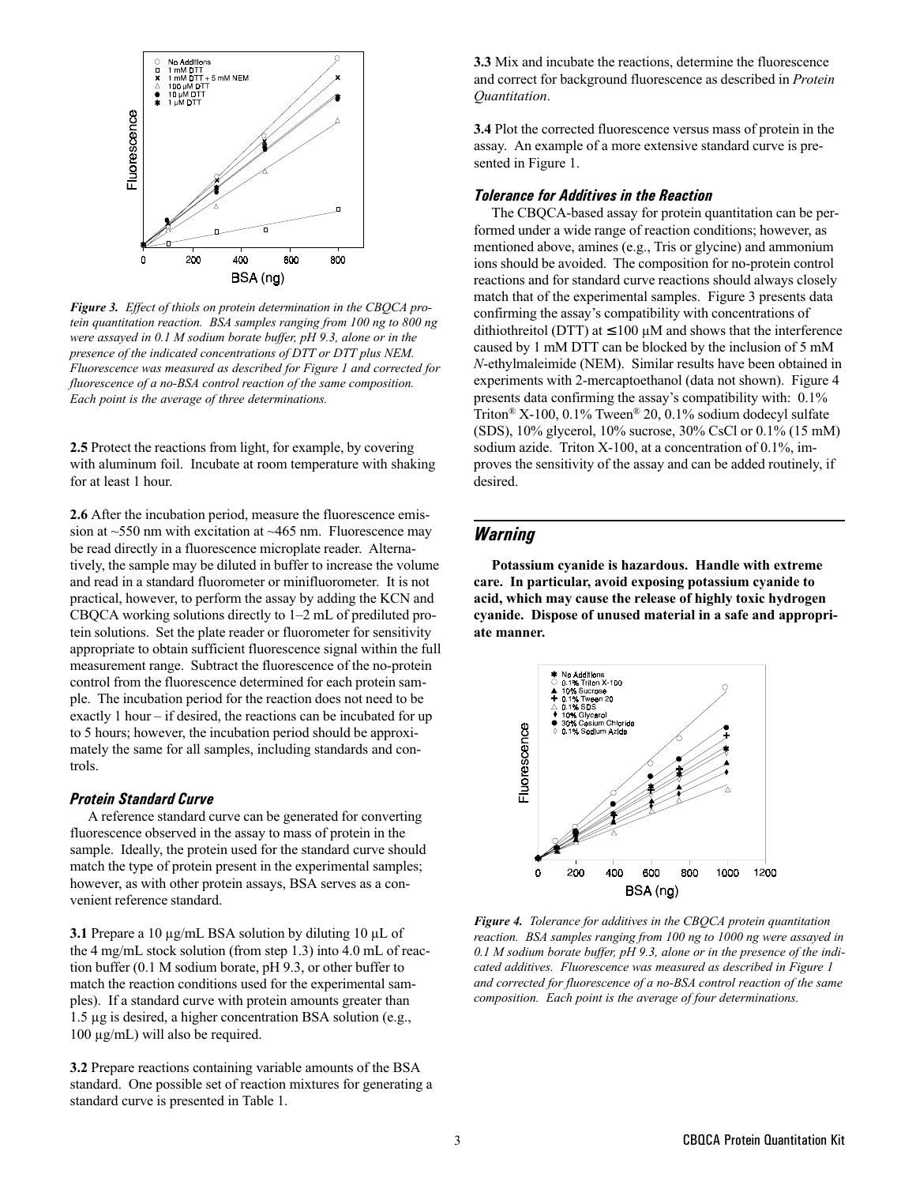*Figure 3. Effect of thiols on protein determination in the CBQCA protein quantitation reaction. BSA samples ranging from 100 ng to 800 ng were assayed in 0.1 M sodium borate buffer, pH 9.3, alone or in the presence of the indicated concentrations of DTT or DTT plus NEM. Fluorescence was measured as described for Figure 1 and corrected for fluorescence of a no-BSA control reaction of the same composition. Each point is the average of three determinations.*

**2.5** Protect the reactions from light, for example, by covering with aluminum foil. Incubate at room temperature with shaking for at least 1 hour.

**2.6** After the incubation period, measure the fluorescence emission at ~550 nm with excitation at ~465 nm. Fluorescence may be read directly in a fluorescence microplate reader. Alternatively, the sample may be diluted in buffer to increase the volume and read in a standard fluorometer or minifluorometer. It is not practical, however, to perform the assay by adding the KCN and CBQCA working solutions directly to 1–2 mL of prediluted protein solutions. Set the plate reader or fluorometer for sensitivity appropriate to obtain sufficient fluorescence signal within the full measurement range. Subtract the fluorescence of the no-protein control from the fluorescence determined for each protein sample. The incubation period for the reaction does not need to be exactly 1 hour – if desired, the reactions can be incubated for up to 5 hours; however, the incubation period should be approximately the same for all samples, including standards and controls.

### Protein Standard Curve

A reference standard curve can be generated for converting fluorescence observed in the assay to mass of protein in the sample. Ideally, the protein used for the standard curve should match the type of protein present in the experimental samples; however, as with other protein assays, BSA serves as a convenient reference standard.

**3.1** Prepare a 10 µg/mL BSA solution by diluting 10 µL of the 4 mg/mL stock solution (from step 1.3) into 4.0 mL of reaction buffer (0.1 M sodium borate, pH 9.3, or other buffer to match the reaction conditions used for the experimental samples). If a standard curve with protein amounts greater than 1.5 µg is desired, a higher concentration BSA solution (e.g., 100 µg/mL) will also be required.

**3.2** Prepare reactions containing variable amounts of the BSA standard. One possible set of reaction mixtures for generating a standard curve is presented in Table 1.

**3.3** Mix and incubate the reactions, determine the fluorescence and correct for background fluorescence as described in *Protein Quantitation*.

**3.4** Plot the corrected fluorescence versus mass of protein in the assay. An example of a more extensive standard curve is presented in Figure 1.

### Tolerance for Additives in the Reaction

The CBQCA-based assay for protein quantitation can be performed under a wide range of reaction conditions; however, as mentioned above, amines (e.g., Tris or glycine) and ammonium ions should be avoided. The composition for no-protein control reactions and for standard curve reactions should always closely match that of the experimental samples. Figure 3 presents data confirming the assay's compatibility with concentrations of dithiothreitol (DTT) at ≤100 µM and shows that the interference caused by 1 mM DTT can be blocked by the inclusion of 5 mM *N*-ethylmaleimide (NEM). Similar results have been obtained in experiments with 2-mercaptoethanol (data not shown). Figure 4 presents data confirming the assay's compatibility with: 0.1% Triton® X-100, 0.1% Tween® 20, 0.1% sodium dodecyl sulfate (SDS), 10% glycerol, 10% sucrose, 30% CsCl or 0.1% (15 mM) sodium azide. Triton X-100, at a concentration of 0.1%, improves the sensitivity of the assay and can be added routinely, if desired.

## Warning

**Potassium cyanide is hazardous. Handle with extreme care. In particular, avoid exposing potassium cyanide to acid, which may cause the release of highly toxic hydrogen cyanide. Dispose of unused material in a safe and appropriate manner.**

*Figure 4. Tolerance for additives in the CBQCA protein quantitation reaction. BSA samples ranging from 100 ng to 1000 ng were assayed in 0.1 M sodium borate buffer, pH 9.3, alone or in the presence of the indicated additives. Fluorescence was measured as described in Figure 1 and corrected for fluorescence of a no-BSA control reaction of the same composition. Each point is the average of four determinations.*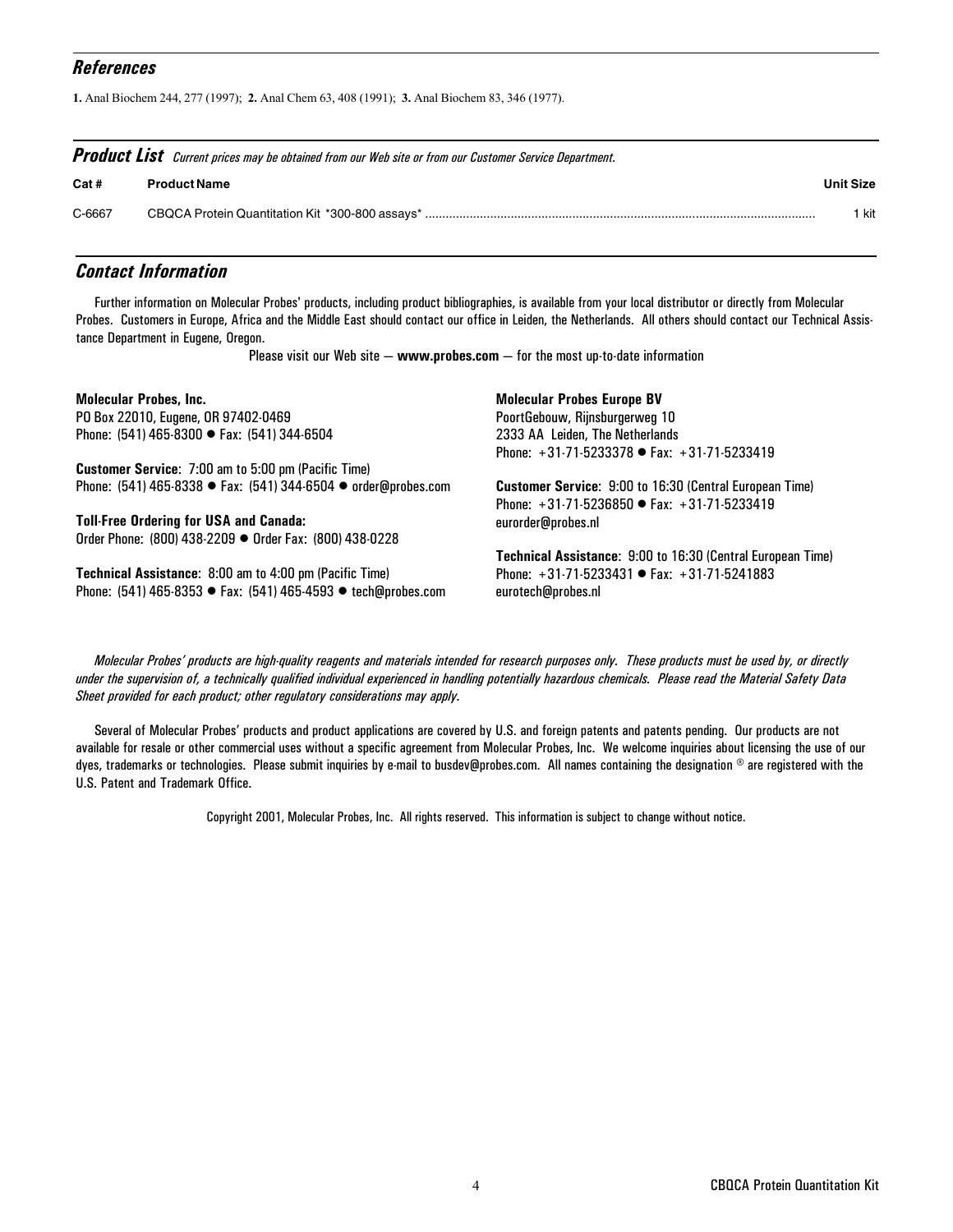## *References*

**1.** Anal Biochem 244, 277 (1997); **2.** Anal Chem 63, 408 (1991); **3.** Anal Biochem 83, 346 (1977).

## *Product List* *Current prices may be obtained from our Web site or from our Customer Service Department.*

| Cat # | Product Name | Unit Size |
|---|---|---|
| C-6667 | CBQCA Protein Quantitation Kit *300-800 assays* | 1 kit |

## *Contact Information*

Further information on Molecular Probes' products, including product bibliographies, is available from your local distributor or directly from Molecular Probes. Customers in Europe, Africa and the Middle East should contact our office in Leiden, the Netherlands. All others should contact our Technical Assistance Department in Eugene, Oregon.

Please visit our Web site — **www.probes.com** — for the most up-to-date information

**Molecular Probes, Inc.**
PO Box 22010, Eugene, OR 97402-0469
Phone: (541) 465-8300 ● Fax: (541) 344-6504

**Customer Service**: 7:00 am to 5:00 pm (Pacific Time)
Phone: (541) 465-8338 ● Fax: (541) 344-6504 ● order@probes.com

**Toll-Free Ordering for USA and Canada:**
Order Phone: (800) 438-2209 ● Order Fax: (800) 438-0228

**Technical Assistance**: 8:00 am to 4:00 pm (Pacific Time)
Phone: (541) 465-8353 ● Fax: (541) 465-4593 ● tech@probes.com

**Molecular Probes Europe BV**
PoortGebouw, Rijnsburgerweg 10
2333 AA Leiden, The Netherlands
Phone: +31-71-5233378 ● Fax: +31-71-5233419

**Customer Service**: 9:00 to 16:30 (Central European Time)
Phone: +31-71-5236850 ● Fax: +31-71-5233419
eurorder@probes.nl

**Technical Assistance**: 9:00 to 16:30 (Central European Time)
Phone: +31-71-5233431 ● Fax: +31-71-5241883
eurotech@probes.nl

*Molecular Probes' products are high-quality reagents and materials intended for research purposes only. These products must be used by, or directly under the supervision of, a technically qualified individual experienced in handling potentially hazardous chemicals. Please read the Material Safety Data Sheet provided for each product; other regulatory considerations may apply.*

Several of Molecular Probes' products and product applications are covered by U.S. and foreign patents and patents pending. Our products are not available for resale or other commercial uses without a specific agreement from Molecular Probes, Inc. We welcome inquiries about licensing the use of our dyes, trademarks or technologies. Please submit inquiries by e-mail to busdev@probes.com. All names containing the designation ® are registered with the U.S. Patent and Trademark Office.

Copyright 2001, Molecular Probes, Inc. All rights reserved. This information is subject to change without notice.